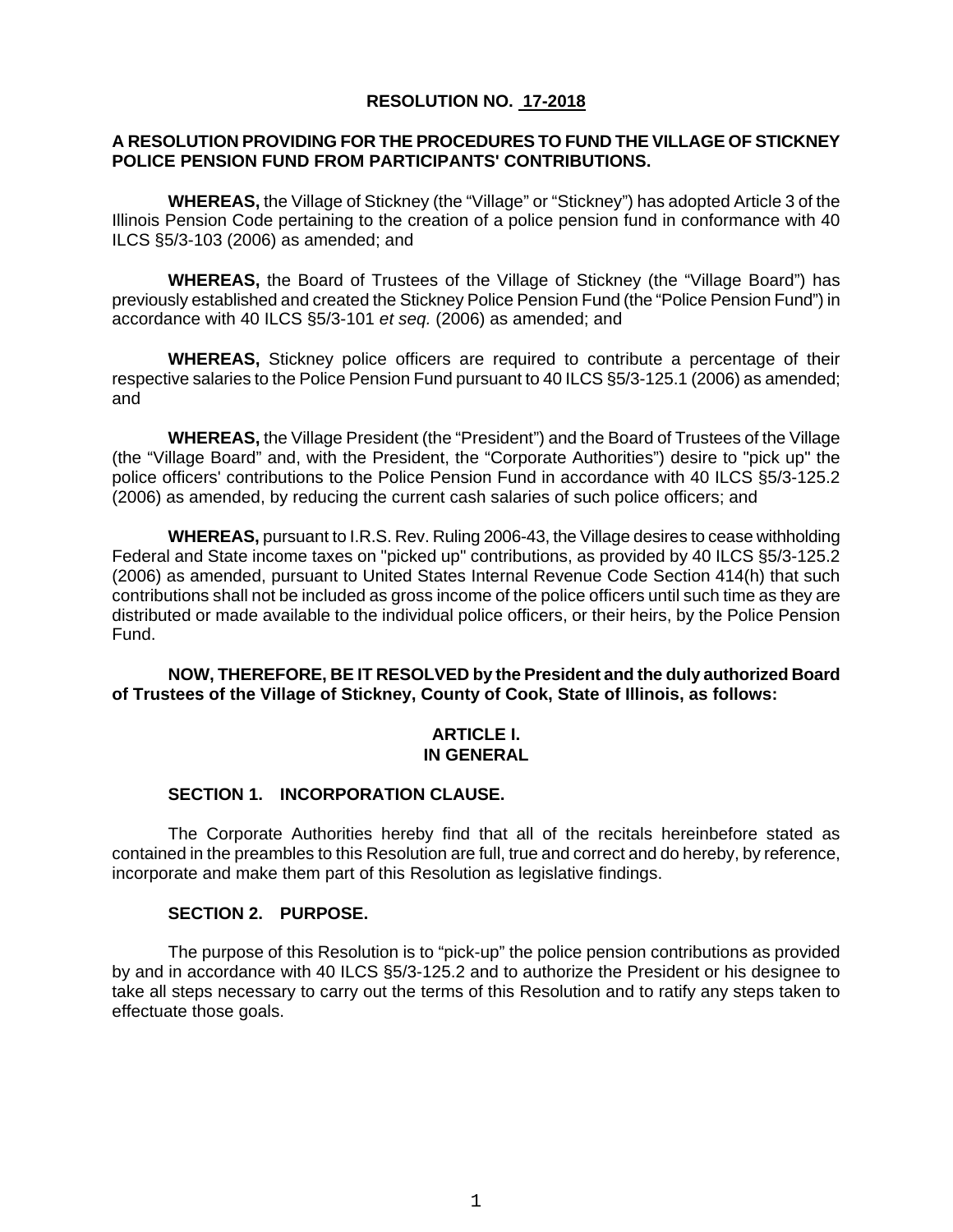# RESOLUTION NO. 17-2018

## A RESOLUTION PROVIDING FOR THE PROCEDURES TO FUND THE VILLAGE OF STICKNEY POLICE PENSION FUND FROM PARTICIPANTS' CONTRIBUTIONS.

**WHEREAS,** the Village of Stickney (the "Village" or "Stickney") has adopted Article 3 of the Illinois Pension Code pertaining to the creation of a police pension fund in conformance with 40 ILCS §5/3-103 (2006) as amended; and

**WHEREAS,** the Board of Trustees of the Village of Stickney (the "Village Board") has previously established and created the Stickney Police Pension Fund (the "Police Pension Fund") in accordance with 40 ILCS §5/3-101 *et seq.* (2006) as amended; and

**WHEREAS,** Stickney police officers are required to contribute a percentage of their respective salaries to the Police Pension Fund pursuant to 40 ILCS §5/3-125.1 (2006) as amended; and

**WHEREAS,** the Village President (the "President") and the Board of Trustees of the Village (the "Village Board" and, with the President, the "Corporate Authorities") desire to "pick up" the police officers' contributions to the Police Pension Fund in accordance with 40 ILCS §5/3-125.2 (2006) as amended, by reducing the current cash salaries of such police officers; and

**WHEREAS,** pursuant to I.R.S. Rev. Ruling 2006-43, the Village desires to cease withholding Federal and State income taxes on "picked up" contributions, as provided by 40 ILCS §5/3-125.2 (2006) as amended, pursuant to United States Internal Revenue Code Section 414(h) that such contributions shall not be included as gross income of the police officers until such time as they are distributed or made available to the individual police officers, or their heirs, by the Police Pension Fund.

**NOW, THEREFORE, BE IT RESOLVED by the President and the duly authorized Board of Trustees of the Village of Stickney, County of Cook, State of Illinois, as follows:**

## ARTICLE I.
## IN GENERAL

### SECTION 1. INCORPORATION CLAUSE.

The Corporate Authorities hereby find that all of the recitals hereinbefore stated as contained in the preambles to this Resolution are full, true and correct and do hereby, by reference, incorporate and make them part of this Resolution as legislative findings.

### SECTION 2. PURPOSE.

The purpose of this Resolution is to "pick-up" the police pension contributions as provided by and in accordance with 40 ILCS §5/3-125.2 and to authorize the President or his designee to take all steps necessary to carry out the terms of this Resolution and to ratify any steps taken to effectuate those goals.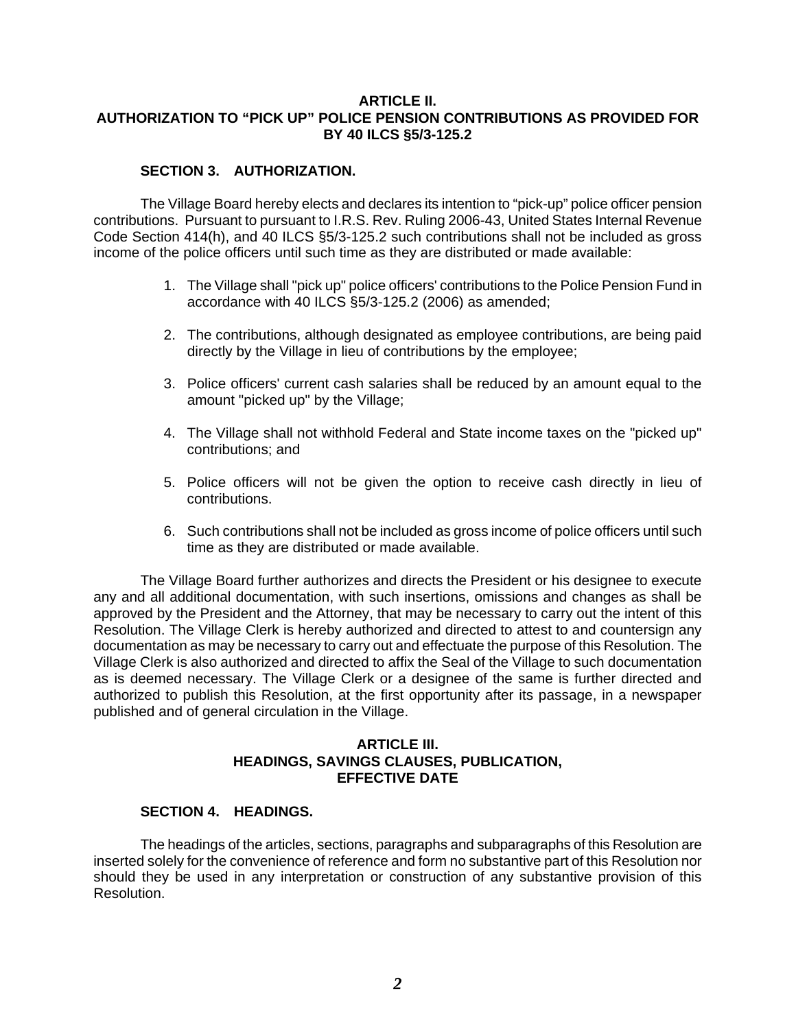## ARTICLE II.
## AUTHORIZATION TO "PICK UP" POLICE PENSION CONTRIBUTIONS AS PROVIDED FOR BY 40 ILCS §5/3-125.2

### SECTION 3. AUTHORIZATION.

The Village Board hereby elects and declares its intention to "pick-up" police officer pension contributions. Pursuant to pursuant to I.R.S. Rev. Ruling 2006-43, United States Internal Revenue Code Section 414(h), and 40 ILCS §5/3-125.2 such contributions shall not be included as gross income of the police officers until such time as they are distributed or made available:

1. The Village shall "pick up" police officers' contributions to the Police Pension Fund in accordance with 40 ILCS §5/3-125.2 (2006) as amended;
2. The contributions, although designated as employee contributions, are being paid directly by the Village in lieu of contributions by the employee;
3. Police officers' current cash salaries shall be reduced by an amount equal to the amount "picked up" by the Village;
4. The Village shall not withhold Federal and State income taxes on the "picked up" contributions; and
5. Police officers will not be given the option to receive cash directly in lieu of contributions.
6. Such contributions shall not be included as gross income of police officers until such time as they are distributed or made available.

The Village Board further authorizes and directs the President or his designee to execute any and all additional documentation, with such insertions, omissions and changes as shall be approved by the President and the Attorney, that may be necessary to carry out the intent of this Resolution. The Village Clerk is hereby authorized and directed to attest to and countersign any documentation as may be necessary to carry out and effectuate the purpose of this Resolution. The Village Clerk is also authorized and directed to affix the Seal of the Village to such documentation as is deemed necessary. The Village Clerk or a designee of the same is further directed and authorized to publish this Resolution, at the first opportunity after its passage, in a newspaper published and of general circulation in the Village.

## ARTICLE III.
## HEADINGS, SAVINGS CLAUSES, PUBLICATION, EFFECTIVE DATE

### SECTION 4. HEADINGS.

The headings of the articles, sections, paragraphs and subparagraphs of this Resolution are inserted solely for the convenience of reference and form no substantive part of this Resolution nor should they be used in any interpretation or construction of any substantive provision of this Resolution.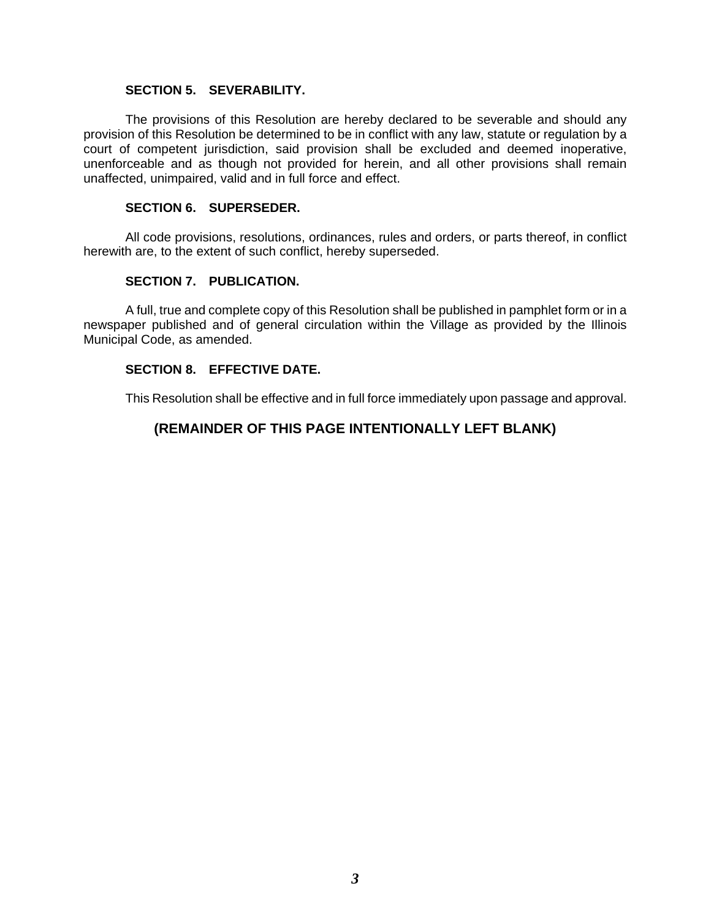**SECTION 5. SEVERABILITY.**

The provisions of this Resolution are hereby declared to be severable and should any provision of this Resolution be determined to be in conflict with any law, statute or regulation by a court of competent jurisdiction, said provision shall be excluded and deemed inoperative, unenforceable and as though not provided for herein, and all other provisions shall remain unaffected, unimpaired, valid and in full force and effect.

**SECTION 6. SUPERSEDER.**

All code provisions, resolutions, ordinances, rules and orders, or parts thereof, in conflict herewith are, to the extent of such conflict, hereby superseded.

**SECTION 7. PUBLICATION.**

A full, true and complete copy of this Resolution shall be published in pamphlet form or in a newspaper published and of general circulation within the Village as provided by the Illinois Municipal Code, as amended.

**SECTION 8. EFFECTIVE DATE.**

This Resolution shall be effective and in full force immediately upon passage and approval.

**(REMAINDER OF THIS PAGE INTENTIONALLY LEFT BLANK)**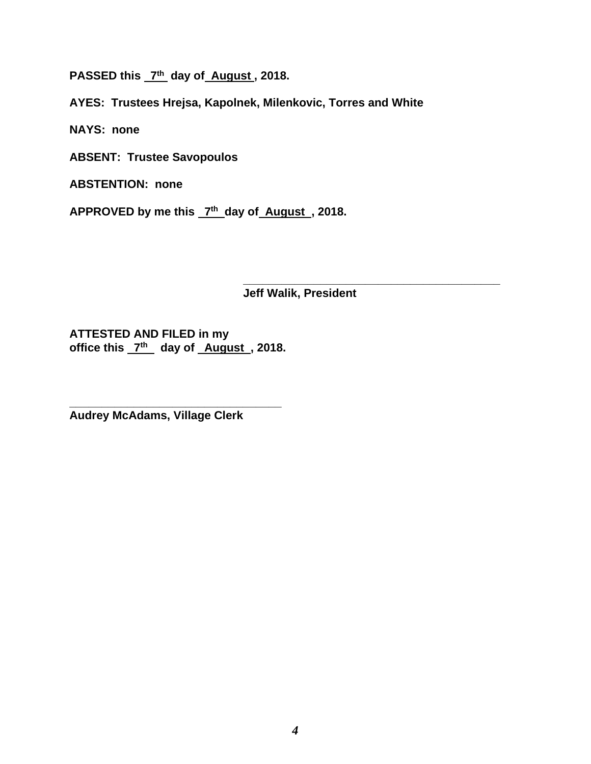**PASSED this 7th day of August, 2018.**

**AYES: Trustees Hrejsa, Kapolnek, Milenkovic, Torres and White**

**NAYS: none**

**ABSENT: Trustee Savopoulos**

**ABSTENTION: none**

**APPROVED by me this 7th day of August, 2018.**

\_\_\_\_\_\_\_\_\_\_\_\_\_\_\_\_\_\_\_\_\_\_\_\_\_\_\_\_\_\_\_\_\_\_\_\_\_\_\_\_\_\_
**Jeff Walik, President**

**ATTESTED AND FILED in my office this 7th day of August, 2018.**

\_\_\_\_\_\_\_\_\_\_\_\_\_\_\_\_\_\_\_\_\_\_\_\_\_\_\_\_\_\_\_\_\_\_\_
**Audrey McAdams, Village Clerk**